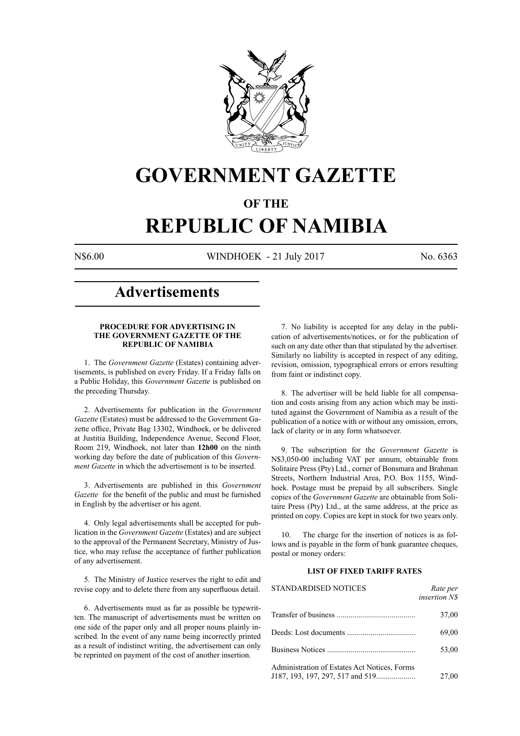# GOVERNMENT GAZETTE

## OF THE

# REPUBLIC OF NAMIBIA

N$6.00 WINDHOEK - 21 July 2017 No. 6363

## Advertisements

### PROCEDURE FOR ADVERTISING IN THE GOVERNMENT GAZETTE OF THE REPUBLIC OF NAMIBIA

1. The *Government Gazette* (Estates) containing advertisements, is published on every Friday. If a Friday falls on a Public Holiday, this *Government Gazette* is published on the preceding Thursday.

2. Advertisements for publication in the *Government Gazette* (Estates) must be addressed to the Government Gazette office, Private Bag 13302, Windhoek, or be delivered at Justitia Building, Independence Avenue, Second Floor, Room 219, Windhoek, not later than **12h00** on the ninth working day before the date of publication of this *Government Gazette* in which the advertisement is to be inserted.

3. Advertisements are published in this *Government Gazette* for the benefit of the public and must be furnished in English by the advertiser or his agent.

4. Only legal advertisements shall be accepted for publication in the *Government Gazette* (Estates) and are subject to the approval of the Permanent Secretary, Ministry of Justice, who may refuse the acceptance of further publication of any advertisement.

5. The Ministry of Justice reserves the right to edit and revise copy and to delete there from any superfluous detail.

6. Advertisements must as far as possible be typewritten. The manuscript of advertisements must be written on one side of the paper only and all proper nouns plainly inscribed. In the event of any name being incorrectly printed as a result of indistinct writing, the advertisement can only be reprinted on payment of the cost of another insertion.

7. No liability is accepted for any delay in the publication of advertisements/notices, or for the publication of such on any date other than that stipulated by the advertiser. Similarly no liability is accepted in respect of any editing, revision, omission, typographical errors or errors resulting from faint or indistinct copy.

8. The advertiser will be held liable for all compensation and costs arising from any action which may be instituted against the Government of Namibia as a result of the publication of a notice with or without any omission, errors, lack of clarity or in any form whatsoever.

9. The subscription for the *Government Gazette* is N$3,050-00 including VAT per annum, obtainable from Solitaire Press (Pty) Ltd., corner of Bonsmara and Brahman Streets, Northern Industrial Area, P.O. Box 1155, Windhoek. Postage must be prepaid by all subscribers. Single copies of the *Government Gazette* are obtainable from Solitaire Press (Pty) Ltd., at the same address, at the price as printed on copy. Copies are kept in stock for two years only.

10. The charge for the insertion of notices is as follows and is payable in the form of bank guarantee cheques, postal or money orders:

### LIST OF FIXED TARIFF RATES

| STANDARDISED NOTICES | *Rate per insertion N$* |
|---|---|
| Transfer of business | 37,00 |
| Deeds: Lost documents | 69,00 |
| Business Notices | 53,00 |
| Administration of Estates Act Notices, Forms J187, 193, 197, 297, 517 and 519 | 27,00 |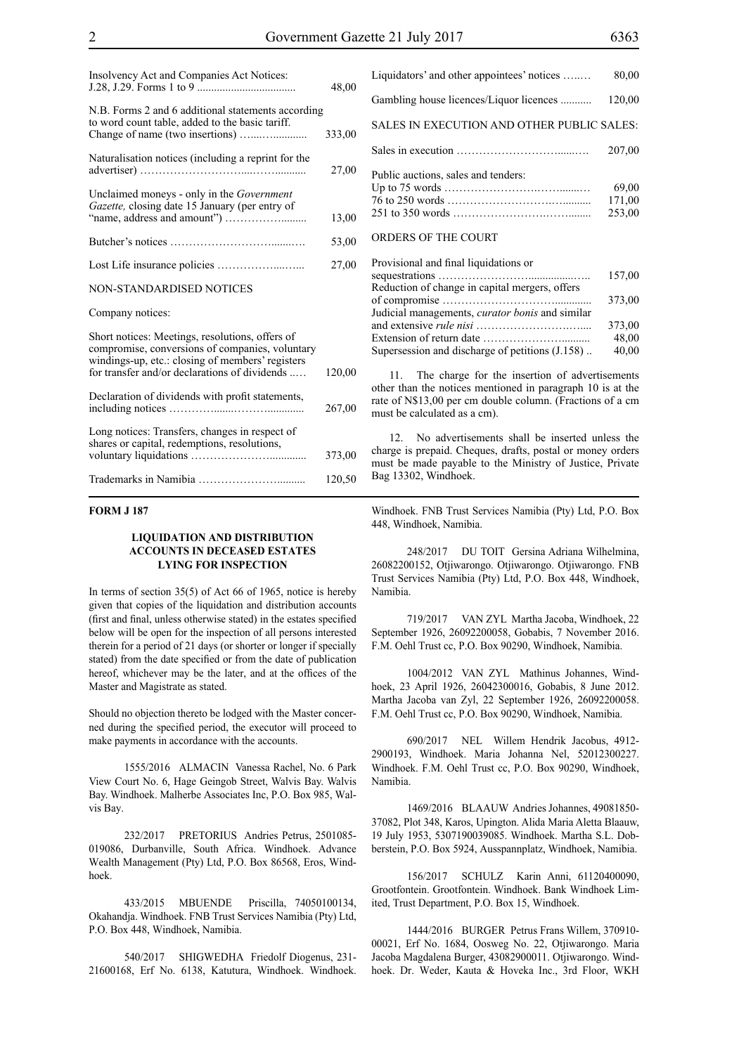| | |
|---|---|
| Insolvency Act and Companies Act Notices: J.28, J.29. Forms 1 to 9 | 48,00 |
| N.B. Forms 2 and 6 additional statements according to word count table, added to the basic tariff. Change of name (two insertions) | 333,00 |
| Naturalisation notices (including a reprint for the advertiser) | 27,00 |
| Unclaimed moneys - only in the *Government Gazette,* closing date 15 January (per entry of "name, address and amount") | 13,00 |
| Butcher's notices | 53,00 |
| Lost Life insurance policies | 27,00 |

NON-STANDARDISED NOTICES

Company notices:

| | |
|---|---|
| Short notices: Meetings, resolutions, offers of compromise, conversions of companies, voluntary windings-up, etc.: closing of members' registers for transfer and/or declarations of dividends | 120,00 |
| Declaration of dividends with profit statements, including notices | 267,00 |
| Long notices: Transfers, changes in respect of shares or capital, redemptions, resolutions, voluntary liquidations | 373,00 |
| Trademarks in Namibia | 120,50 |
| Liquidators' and other appointees' notices | 80,00 |
| Gambling house licences/Liquor licences | 120,00 |

SALES IN EXECUTION AND OTHER PUBLIC SALES:

| | |
|---|---|
| Sales in execution | 207,00 |
| Public auctions, sales and tenders: | |
| Up to 75 words | 69,00 |
| 76 to 250 words | 171,00 |
| 251 to 350 words | 253,00 |

ORDERS OF THE COURT

| | |
|---|---|
| Provisional and final liquidations or sequestrations | 157,00 |
| Reduction of change in capital mergers, offers of compromise | 373,00 |
| Judicial managements, *curator bonis* and similar and extensive *rule nisi* | 373,00 |
| Extension of return date | 48,00 |
| Supersession and discharge of petitions (J.158) | 40,00 |

11. The charge for the insertion of advertisements other than the notices mentioned in paragraph 10 is at the rate of N$13,00 per cm double column. (Fractions of a cm must be calculated as a cm).

12. No advertisements shall be inserted unless the charge is prepaid. Cheques, drafts, postal or money orders must be made payable to the Ministry of Justice, Private Bag 13302, Windhoek.

**FORM J 187**

### LIQUIDATION AND DISTRIBUTION ACCOUNTS IN DECEASED ESTATES LYING FOR INSPECTION

In terms of section 35(5) of Act 66 of 1965, notice is hereby given that copies of the liquidation and distribution accounts (first and final, unless otherwise stated) in the estates specified below will be open for the inspection of all persons interested therein for a period of 21 days (or shorter or longer if specially stated) from the date specified or from the date of publication hereof, whichever may be the later, and at the offices of the Master and Magistrate as stated.

Should no objection thereto be lodged with the Master concerned during the specified period, the executor will proceed to make payments in accordance with the accounts.

1555/2016 ALMACIN Vanessa Rachel, No. 6 Park View Court No. 6, Hage Geingob Street, Walvis Bay. Walvis Bay. Windhoek. Malherbe Associates Inc, P.O. Box 985, Walvis Bay.

232/2017 PRETORIUS Andries Petrus, 2501085-019086, Durbanville, South Africa. Windhoek. Advance Wealth Management (Pty) Ltd, P.O. Box 86568, Eros, Windhoek.

433/2015 MBUENDE Priscilla, 74050100134, Okahandja. Windhoek. FNB Trust Services Namibia (Pty) Ltd, P.O. Box 448, Windhoek, Namibia.

540/2017 SHIGWEDHA Friedolf Diogenus, 231-21600168, Erf No. 6138, Katutura, Windhoek. Windhoek. Windhoek. FNB Trust Services Namibia (Pty) Ltd, P.O. Box 448, Windhoek, Namibia.

248/2017 DU TOIT Gersina Adriana Wilhelmina, 26082200152, Otjiwarongo. Otjiwarongo. Otjiwarongo. FNB Trust Services Namibia (Pty) Ltd, P.O. Box 448, Windhoek, Namibia.

719/2017 VAN ZYL Martha Jacoba, Windhoek, 22 September 1926, 26092200058, Gobabis, 7 November 2016. F.M. Oehl Trust cc, P.O. Box 90290, Windhoek, Namibia.

1004/2012 VAN ZYL Mathinus Johannes, Windhoek, 23 April 1926, 26042300016, Gobabis, 8 June 2012. Martha Jacoba van Zyl, 22 September 1926, 26092200058. F.M. Oehl Trust cc, P.O. Box 90290, Windhoek, Namibia.

690/2017 NEL Willem Hendrik Jacobus, 4912-2900193, Windhoek. Maria Johanna Nel, 52012300227. Windhoek. F.M. Oehl Trust cc, P.O. Box 90290, Windhoek, Namibia.

1469/2016 BLAAUW Andries Johannes, 49081850-37082, Plot 348, Karos, Upington. Alida Maria Aletta Blaauw, 19 July 1953, 5307190039085. Windhoek. Martha S.L. Dobberstein, P.O. Box 5924, Ausspannplatz, Windhoek, Namibia.

156/2017 SCHULZ Karin Anni, 61120400090, Grootfontein. Grootfontein. Windhoek. Bank Windhoek Limited, Trust Department, P.O. Box 15, Windhoek.

1444/2016 BURGER Petrus Frans Willem, 370910-00021, Erf No. 1684, Oosweg No. 22, Otjiwarongo. Maria Jacoba Magdalena Burger, 43082900011. Otjiwarongo. Windhoek. Dr. Weder, Kauta & Hoveka Inc., 3rd Floor, WKH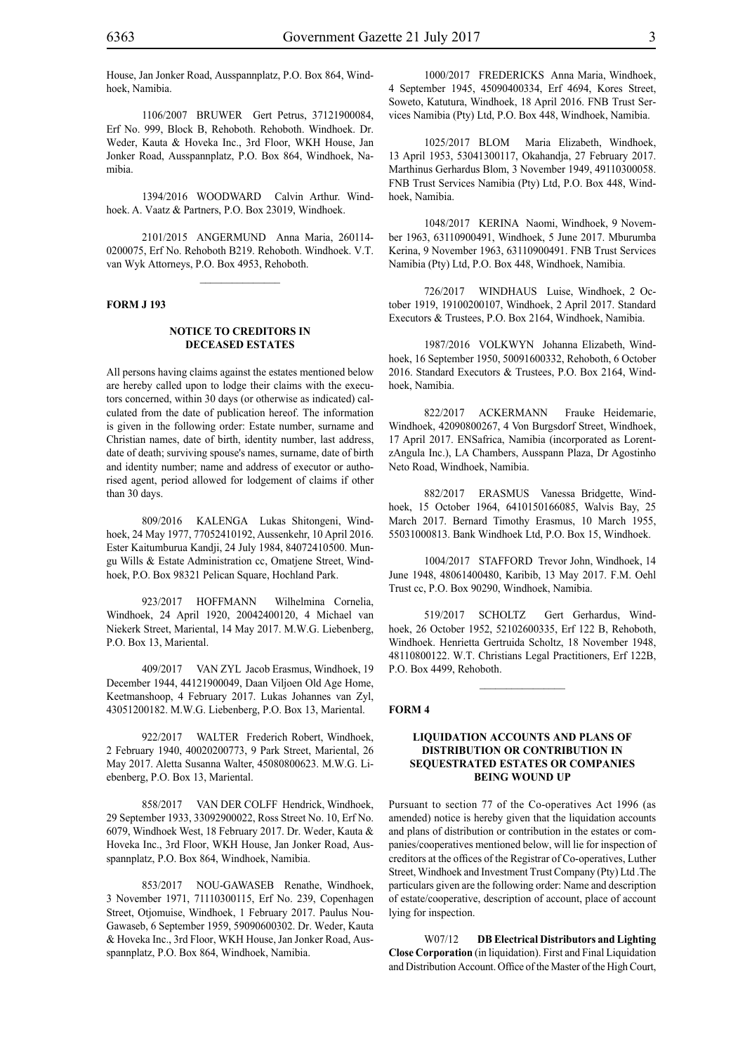House, Jan Jonker Road, Ausspannplatz, P.O. Box 864, Windhoek, Namibia.

1106/2007 BRUWER Gert Petrus, 37121900084, Erf No. 999, Block B, Rehoboth. Rehoboth. Windhoek. Dr. Weder, Kauta & Hoveka Inc., 3rd Floor, WKH House, Jan Jonker Road, Ausspannplatz, P.O. Box 864, Windhoek, Namibia.

1394/2016 WOODWARD Calvin Arthur. Windhoek. A. Vaatz & Partners, P.O. Box 23019, Windhoek.

2101/2015 ANGERMUND Anna Maria, 260114-0200075, Erf No. Rehoboth B219. Rehoboth. Windhoek. V.T. van Wyk Attorneys, P.O. Box 4953, Rehoboth.

**FORM J 193**

**NOTICE TO CREDITORS IN DECEASED ESTATES**

All persons having claims against the estates mentioned below are hereby called upon to lodge their claims with the executors concerned, within 30 days (or otherwise as indicated) calculated from the date of publication hereof. The information is given in the following order: Estate number, surname and Christian names, date of birth, identity number, last address, date of death; surviving spouse's names, surname, date of birth and identity number; name and address of executor or authorised agent, period allowed for lodgement of claims if other than 30 days.

809/2016 KALENGA Lukas Shitongeni, Windhoek, 24 May 1977, 77052410192, Aussenkehr, 10 April 2016. Ester Kaitumburua Kandji, 24 July 1984, 84072410500. Mungu Wills & Estate Administration cc, Omatjene Street, Windhoek, P.O. Box 98321 Pelican Square, Hochland Park.

923/2017 HOFFMANN Wilhelmina Cornelia, Windhoek, 24 April 1920, 20042400120, 4 Michael van Niekerk Street, Mariental, 14 May 2017. M.W.G. Liebenberg, P.O. Box 13, Mariental.

409/2017 VAN ZYL Jacob Erasmus, Windhoek, 19 December 1944, 44121900049, Daan Viljoen Old Age Home, Keetmanshoop, 4 February 2017. Lukas Johannes van Zyl, 43051200182. M.W.G. Liebenberg, P.O. Box 13, Mariental.

922/2017 WALTER Frederich Robert, Windhoek, 2 February 1940, 40020200773, 9 Park Street, Mariental, 26 May 2017. Aletta Susanna Walter, 45080800623. M.W.G. Liebenberg, P.O. Box 13, Mariental.

858/2017 VAN DER COLFF Hendrick, Windhoek, 29 September 1933, 33092900022, Ross Street No. 10, Erf No. 6079, Windhoek West, 18 February 2017. Dr. Weder, Kauta & Hoveka Inc., 3rd Floor, WKH House, Jan Jonker Road, Ausspannplatz, P.O. Box 864, Windhoek, Namibia.

853/2017 NOU-GAWASEB Renathe, Windhoek, 3 November 1971, 71110300115, Erf No. 239, Copenhagen Street, Otjomuise, Windhoek, 1 February 2017. Paulus Nou-Gawaseb, 6 September 1959, 59090600302. Dr. Weder, Kauta & Hoveka Inc., 3rd Floor, WKH House, Jan Jonker Road, Ausspannplatz, P.O. Box 864, Windhoek, Namibia.

1000/2017 FREDERICKS Anna Maria, Windhoek, 4 September 1945, 45090400334, Erf 4694, Kores Street, Soweto, Katutura, Windhoek, 18 April 2016. FNB Trust Services Namibia (Pty) Ltd, P.O. Box 448, Windhoek, Namibia.

1025/2017 BLOM Maria Elizabeth, Windhoek, 13 April 1953, 53041300117, Okahandja, 27 February 2017. Marthinus Gerhardus Blom, 3 November 1949, 49110300058. FNB Trust Services Namibia (Pty) Ltd, P.O. Box 448, Windhoek, Namibia.

1048/2017 KERINA Naomi, Windhoek, 9 November 1963, 63110900491, Windhoek, 5 June 2017. Mburumba Kerina, 9 November 1963, 63110900491. FNB Trust Services Namibia (Pty) Ltd, P.O. Box 448, Windhoek, Namibia.

726/2017 WINDHAUS Luise, Windhoek, 2 October 1919, 19100200107, Windhoek, 2 April 2017. Standard Executors & Trustees, P.O. Box 2164, Windhoek, Namibia.

1987/2016 VOLKWYN Johanna Elizabeth, Windhoek, 16 September 1950, 50091600332, Rehoboth, 6 October 2016. Standard Executors & Trustees, P.O. Box 2164, Windhoek, Namibia.

822/2017 ACKERMANN Frauke Heidemarie, Windhoek, 42090800267, 4 Von Burgsdorf Street, Windhoek, 17 April 2017. ENSafrica, Namibia (incorporated as LorentzAngula Inc.), LA Chambers, Ausspann Plaza, Dr Agostinho Neto Road, Windhoek, Namibia.

882/2017 ERASMUS Vanessa Bridgette, Windhoek, 15 October 1964, 6410150166085, Walvis Bay, 25 March 2017. Bernard Timothy Erasmus, 10 March 1955, 55031000813. Bank Windhoek Ltd, P.O. Box 15, Windhoek.

1004/2017 STAFFORD Trevor John, Windhoek, 14 June 1948, 48061400480, Karibib, 13 May 2017. F.M. Oehl Trust cc, P.O. Box 90290, Windhoek, Namibia.

519/2017 SCHOLTZ Gert Gerhardus, Windhoek, 26 October 1952, 52102600335, Erf 122 B, Rehoboth, Windhoek. Henrietta Gertruida Scholtz, 18 November 1948, 48110800122. W.T. Christians Legal Practitioners, Erf 122B, P.O. Box 4499, Rehoboth.

**FORM 4**

**LIQUIDATION ACCOUNTS AND PLANS OF DISTRIBUTION OR CONTRIBUTION IN SEQUESTRATED ESTATES OR COMPANIES BEING WOUND UP**

Pursuant to section 77 of the Co-operatives Act 1996 (as amended) notice is hereby given that the liquidation accounts and plans of distribution or contribution in the estates or companies/cooperatives mentioned below, will lie for inspection of creditors at the offices of the Registrar of Co-operatives, Luther Street, Windhoek and Investment Trust Company (Pty) Ltd .The particulars given are the following order: Name and description of estate/cooperative, description of account, place of account lying for inspection.

W07/12 **DB Electrical Distributors and Lighting Close Corporation** (in liquidation). First and Final Liquidation and Distribution Account. Office of the Master of the High Court,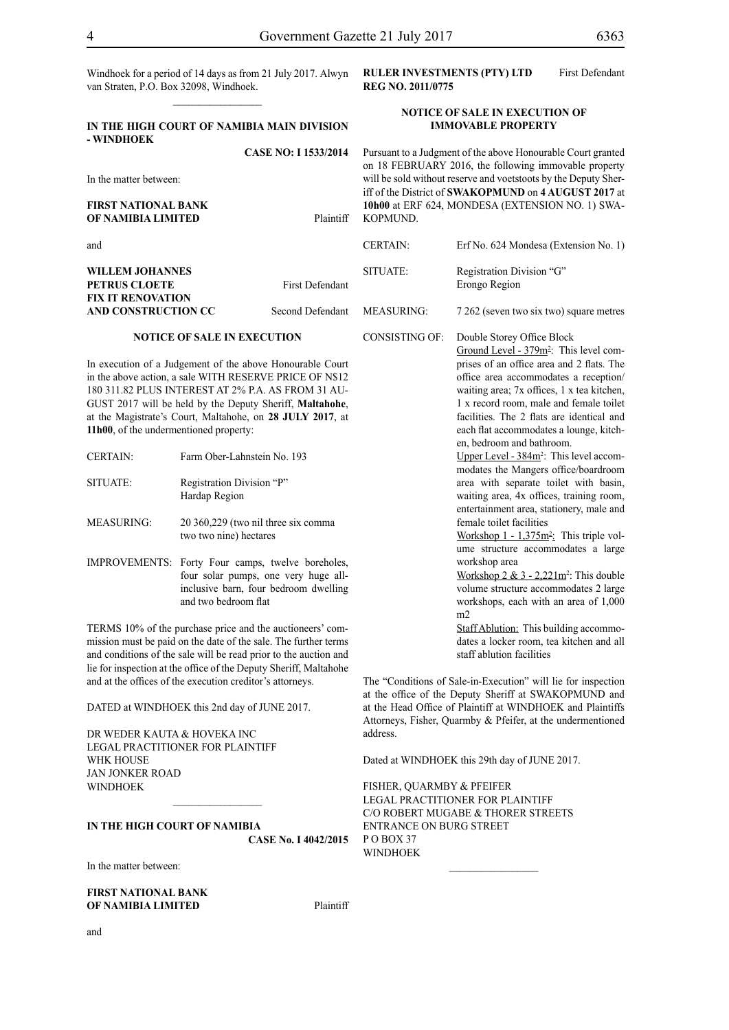Windhoek for a period of 14 days as from 21 July 2017. Alwyn van Straten, P.O. Box 32098, Windhoek.

---

**IN THE HIGH COURT OF NAMIBIA MAIN DIVISION - WINDHOEK**

**CASE NO: I 1533/2014**

In the matter between:

**FIRST NATIONAL BANK OF NAMIBIA LIMITED** Plaintiff

and

**WILLEM JOHANNES PETRUS CLOETE** First Defendant
**FIX IT RENOVATION AND CONSTRUCTION CC** Second Defendant

**NOTICE OF SALE IN EXECUTION**

In execution of a Judgement of the above Honourable Court in the above action, a sale WITH RESERVE PRICE OF N$12 180 311.82 PLUS INTEREST AT 2% P.A. AS FROM 31 AUGUST 2017 will be held by the Deputy Sheriff, **Maltahohe**, at the Magistrate's Court, Maltahohe, on **28 JULY 2017**, at **11h00**, of the undermentioned property:

| | |
|---|---|
| CERTAIN: | Farm Ober-Lahnstein No. 193 |
| SITUATE: | Registration Division "P"<br>Hardap Region |
| MEASURING: | 20 360,229 (two nil three six comma two two nine) hectares |
| IMPROVEMENTS: | Forty Four camps, twelve boreholes, four solar pumps, one very huge all-inclusive barn, four bedroom dwelling and two bedroom flat |

TERMS 10% of the purchase price and the auctioneers' commission must be paid on the date of the sale. The further terms and conditions of the sale will be read prior to the auction and lie for inspection at the office of the Deputy Sheriff, Maltahohe and at the offices of the execution creditor's attorneys.

DATED at WINDHOEK this 2nd day of JUNE 2017.

DR WEDER KAUTA & HOVEKA INC
LEGAL PRACTITIONER FOR PLAINTIFF
WHK HOUSE
JAN JONKER ROAD
WINDHOEK

---

**IN THE HIGH COURT OF NAMIBIA**

**CASE No. I 4042/2015**

In the matter between:

**FIRST NATIONAL BANK OF NAMIBIA LIMITED** Plaintiff

and

**RULER INVESTMENTS (PTY) LTD REG NO. 2011/0775** First Defendant

**NOTICE OF SALE IN EXECUTION OF IMMOVABLE PROPERTY**

Pursuant to a Judgment of the above Honourable Court granted on 18 FEBRUARY 2016, the following immovable property will be sold without reserve and voetstoots by the Deputy Sheriff of the District of **SWAKOPMUND** on **4 AUGUST 2017** at **10h00** at ERF 624, MONDESA (EXTENSION NO. 1) SWAKOPMUND.

| | |
|---|---|
| CERTAIN: | Erf No. 624 Mondesa (Extension No. 1) |
| SITUATE: | Registration Division "G"<br>Erongo Region |
| MEASURING: | 7 262 (seven two six two) square metres |
| CONSISTING OF: | Double Storey Office Block<br>Ground Level - 379m²: This level comprises of an office area and 2 flats. The office area accommodates a reception/waiting area; 7x offices, 1 x tea kitchen, 1 x record room, male and female toilet facilities. The 2 flats are identical and each flat accommodates a lounge, kitchen, bedroom and bathroom.<br>Upper Level - 384m²: This level accommodates the Mangers office/boardroom area with separate toilet with basin, waiting area, 4x offices, training room, entertainment area, stationery, male and female toilet facilities<br>Workshop 1 - 1,375m²: This triple volume structure accommodates a large workshop area<br>Workshop 2 & 3 - 2,221m²: This double volume structure accommodates 2 large workshops, each with an area of 1,000 m2<br>Staff Ablution: This building accommodates a locker room, tea kitchen and all staff ablution facilities |

The "Conditions of Sale-in-Execution" will lie for inspection at the office of the Deputy Sheriff at SWAKOPMUND and at the Head Office of Plaintiff at WINDHOEK and Plaintiffs Attorneys, Fisher, Quarmby & Pfeifer, at the undermentioned address.

Dated at WINDHOEK this 29th day of JUNE 2017.

FISHER, QUARMBY & PFEIFER
LEGAL PRACTITIONER FOR PLAINTIFF
C/O ROBERT MUGABE & THORER STREETS
ENTRANCE ON BURG STREET
P O BOX 37
WINDHOEK

---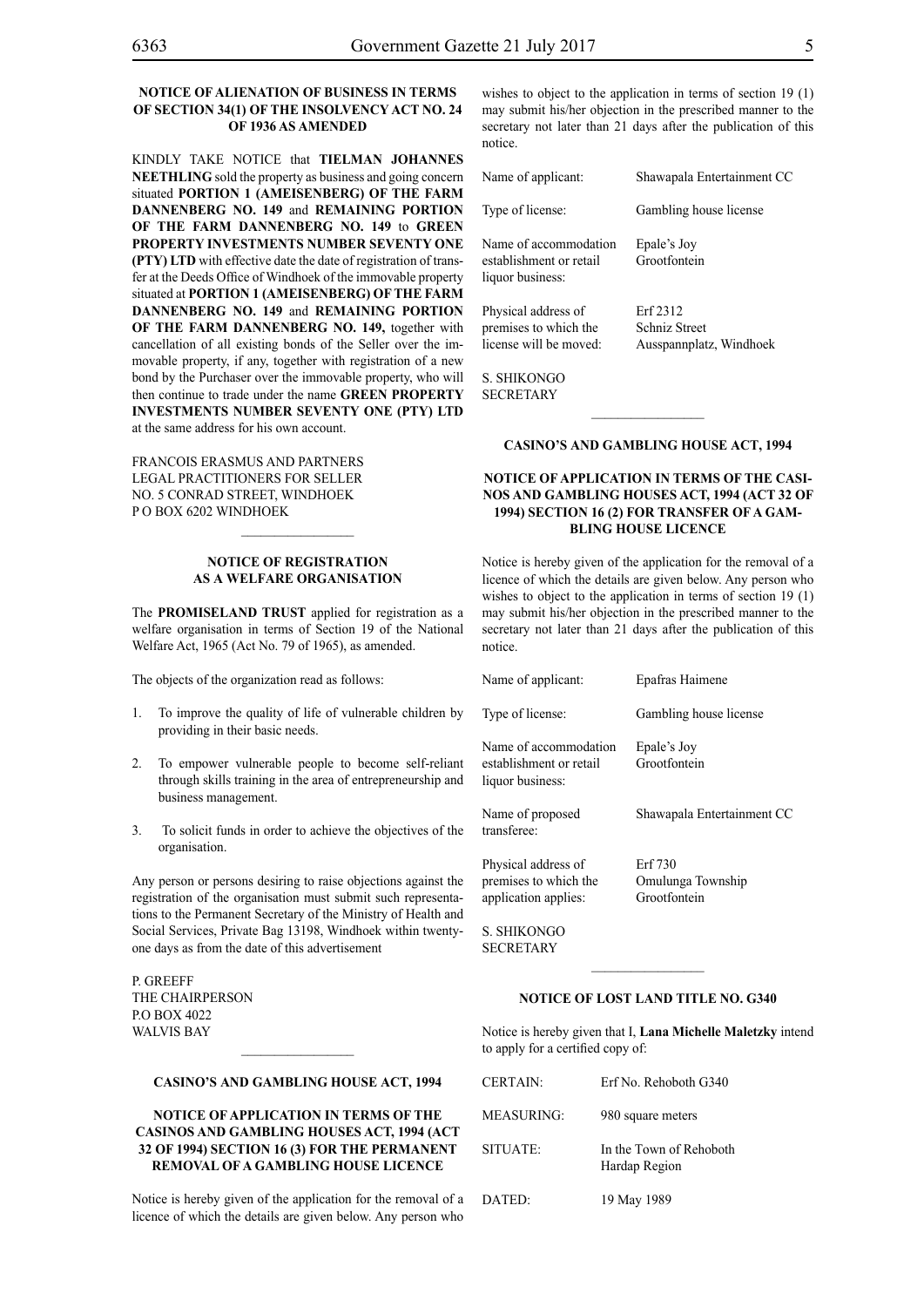**NOTICE OF ALIENATION OF BUSINESS IN TERMS OF SECTION 34(1) OF THE INSOLVENCY ACT NO. 24 OF 1936 AS AMENDED**

KINDLY TAKE NOTICE that **TIELMAN JOHANNES NEETHLING** sold the property as business and going concern situated **PORTION 1 (AMEISENBERG) OF THE FARM DANNENBERG NO. 149** and **REMAINING PORTION OF THE FARM DANNENBERG NO. 149** to **GREEN PROPERTY INVESTMENTS NUMBER SEVENTY ONE (PTY) LTD** with effective date the date of registration of transfer at the Deeds Office of Windhoek of the immovable property situated at **PORTION 1 (AMEISENBERG) OF THE FARM DANNENBERG NO. 149** and **REMAINING PORTION OF THE FARM DANNENBERG NO. 149,** together with cancellation of all existing bonds of the Seller over the immovable property, if any, together with registration of a new bond by the Purchaser over the immovable property, who will then continue to trade under the name **GREEN PROPERTY INVESTMENTS NUMBER SEVENTY ONE (PTY) LTD** at the same address for his own account.

FRANCOIS ERASMUS AND PARTNERS
LEGAL PRACTITIONERS FOR SELLER
NO. 5 CONRAD STREET, WINDHOEK
P O BOX 6202 WINDHOEK

---

**NOTICE OF REGISTRATION AS A WELFARE ORGANISATION**

The **PROMISELAND TRUST** applied for registration as a welfare organisation in terms of Section 19 of the National Welfare Act, 1965 (Act No. 79 of 1965), as amended.

The objects of the organization read as follows:

1. To improve the quality of life of vulnerable children by providing in their basic needs.
2. To empower vulnerable people to become self-reliant through skills training in the area of entrepreneurship and business management.
3. To solicit funds in order to achieve the objectives of the organisation.

Any person or persons desiring to raise objections against the registration of the organisation must submit such representations to the Permanent Secretary of the Ministry of Health and Social Services, Private Bag 13198, Windhoek within twenty-one days as from the date of this advertisement

P. GREEFF
THE CHAIRPERSON
P.O BOX 4022
WALVIS BAY

---

**CASINO'S AND GAMBLING HOUSE ACT, 1994**

**NOTICE OF APPLICATION IN TERMS OF THE CASINOS AND GAMBLING HOUSES ACT, 1994 (ACT 32 OF 1994) SECTION 16 (3) FOR THE PERMANENT REMOVAL OF A GAMBLING HOUSE LICENCE**

Notice is hereby given of the application for the removal of a licence of which the details are given below. Any person who wishes to object to the application in terms of section 19 (1) may submit his/her objection in the prescribed manner to the secretary not later than 21 days after the publication of this notice.

| | |
|---|---|
| Name of applicant: | Shawapala Entertainment CC |
| Type of license: | Gambling house license |
| Name of accommodation establishment or retail liquor business: | Epale's Joy Grootfontein |
| Physical address of premises to which the license will be moved: | Erf 2312 Schniz Street Ausspannplatz, Windhoek |

S. SHIKONGO
SECRETARY

---

**CASINO'S AND GAMBLING HOUSE ACT, 1994**

**NOTICE OF APPLICATION IN TERMS OF THE CASINOS AND GAMBLING HOUSES ACT, 1994 (ACT 32 OF 1994) SECTION 16 (2) FOR TRANSFER OF A GAMBLING HOUSE LICENCE**

Notice is hereby given of the application for the removal of a licence of which the details are given below. Any person who wishes to object to the application in terms of section 19 (1) may submit his/her objection in the prescribed manner to the secretary not later than 21 days after the publication of this notice.

| | |
|---|---|
| Name of applicant: | Epafras Haimene |
| Type of license: | Gambling house license |
| Name of accommodation establishment or retail liquor business: | Epale's Joy Grootfontein |
| Name of proposed transferee: | Shawapala Entertainment CC |
| Physical address of premises to which the application applies: | Erf 730 Omulunga Township Grootfontein |

S. SHIKONGO
SECRETARY

---

**NOTICE OF LOST LAND TITLE NO. G340**

Notice is hereby given that I, **Lana Michelle Maletzky** intend to apply for a certified copy of:

| | |
|---|---|
| CERTAIN: | Erf No. Rehoboth G340 |
| MEASURING: | 980 square meters |
| SITUATE: | In the Town of Rehoboth Hardap Region |
| DATED: | 19 May 1989 |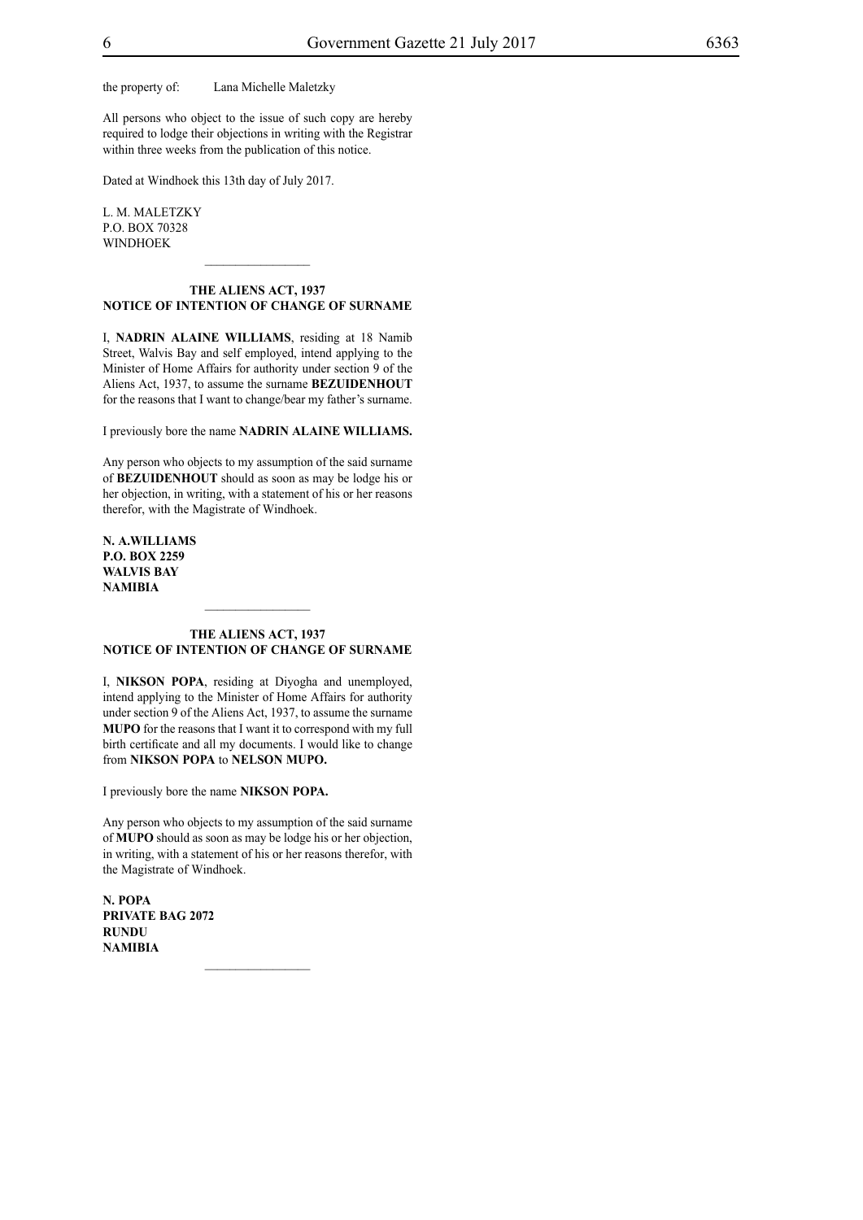the property of: Lana Michelle Maletzky

All persons who object to the issue of such copy are hereby required to lodge their objections in writing with the Registrar within three weeks from the publication of this notice.

Dated at Windhoek this 13th day of July 2017.

L. M. MALETZKY
P.O. BOX 70328
WINDHOEK

---

**THE ALIENS ACT, 1937**
**NOTICE OF INTENTION OF CHANGE OF SURNAME**

I, **NADRIN ALAINE WILLIAMS**, residing at 18 Namib Street, Walvis Bay and self employed, intend applying to the Minister of Home Affairs for authority under section 9 of the Aliens Act, 1937, to assume the surname **BEZUIDENHOUT** for the reasons that I want to change/bear my father's surname.

I previously bore the name **NADRIN ALAINE WILLIAMS.**

Any person who objects to my assumption of the said surname of **BEZUIDENHOUT** should as soon as may be lodge his or her objection, in writing, with a statement of his or her reasons therefor, with the Magistrate of Windhoek.

**N. A.WILLIAMS**
**P.O. BOX 2259**
**WALVIS BAY**
**NAMIBIA**

---

**THE ALIENS ACT, 1937**
**NOTICE OF INTENTION OF CHANGE OF SURNAME**

I, **NIKSON POPA**, residing at Diyogha and unemployed, intend applying to the Minister of Home Affairs for authority under section 9 of the Aliens Act, 1937, to assume the surname **MUPO** for the reasons that I want it to correspond with my full birth certificate and all my documents. I would like to change from **NIKSON POPA** to **NELSON MUPO.**

I previously bore the name **NIKSON POPA.**

Any person who objects to my assumption of the said surname of **MUPO** should as soon as may be lodge his or her objection, in writing, with a statement of his or her reasons therefor, with the Magistrate of Windhoek.

**N. POPA**
**PRIVATE BAG 2072**
**RUNDU**
**NAMIBIA**

---